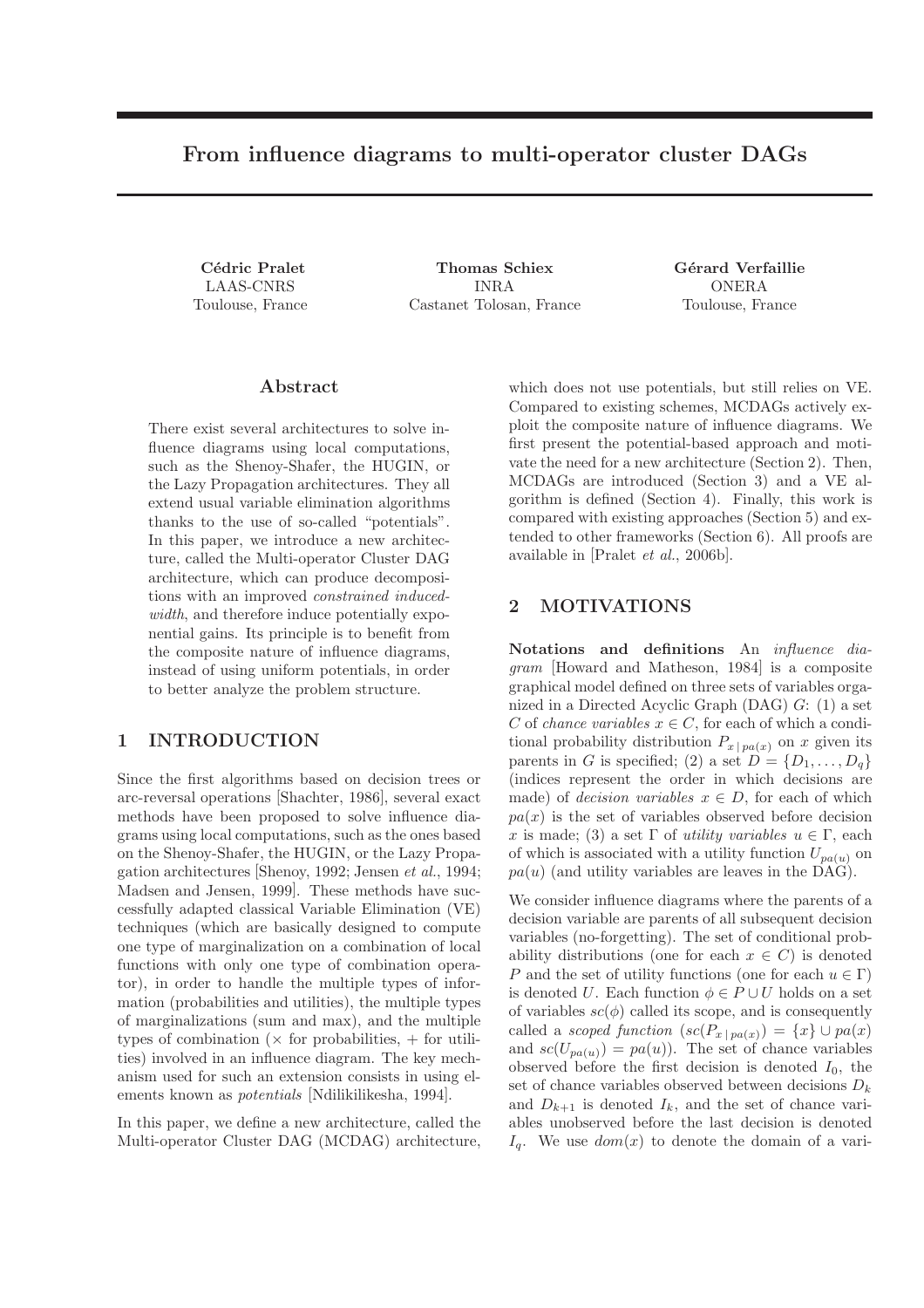# From influence diagrams to multi-operator cluster DAGs

**Cédric Pralet**
LAAS-CNRS
Toulouse, France

**Thomas Schiex**
INRA
Castanet Tolosan, France

**Gérard Verfaillie**
ONERA
Toulouse, France

## Abstract

There exist several architectures to solve influence diagrams using local computations, such as the Shenoy-Shafer, the HUGIN, or the Lazy Propagation architectures. They all extend usual variable elimination algorithms thanks to the use of so-called "potentials". In this paper, we introduce a new architecture, called the Multi-operator Cluster DAG architecture, which can produce decompositions with an improved *constrained induced-width*, and therefore induce potentially exponential gains. Its principle is to benefit from the composite nature of influence diagrams, instead of using uniform potentials, in order to better analyze the problem structure.

## 1 INTRODUCTION

Since the first algorithms based on decision trees or arc-reversal operations [Shachter, 1986], several exact methods have been proposed to solve influence diagrams using local computations, such as the ones based on the Shenoy-Shafer, the HUGIN, or the Lazy Propagation architectures [Shenoy, 1992; Jensen *et al.*, 1994; Madsen and Jensen, 1999]. These methods have successfully adapted classical Variable Elimination (VE) techniques (which are basically designed to compute one type of marginalization on a combination of local functions with only one type of combination operator), in order to handle the multiple types of information (probabilities and utilities), the multiple types of marginalizations (sum and max), and the multiple types of combination ($\times$ for probabilities, $+$ for utilities) involved in an influence diagram. The key mechanism used for such an extension consists in using elements known as *potentials* [Ndilikilikesha, 1994].

In this paper, we define a new architecture, called the Multi-operator Cluster DAG (MCDAG) architecture, which does not use potentials, but still relies on VE. Compared to existing schemes, MCDAGs actively exploit the composite nature of influence diagrams. We first present the potential-based approach and motivate the need for a new architecture (Section 2). Then, MCDAGs are introduced (Section 3) and a VE algorithm is defined (Section 4). Finally, this work is compared with existing approaches (Section 5) and extended to other frameworks (Section 6). All proofs are available in [Pralet *et al.*, 2006b].

## 2 MOTIVATIONS

**Notations and definitions** An *influence diagram* [Howard and Matheson, 1984] is a composite graphical model defined on three sets of variables organized in a Directed Acyclic Graph (DAG) $G$: (1) a set $C$ of *chance variables* $x \in C$, for each of which a conditional probability distribution $P_{x\,|\,pa(x)}$ on $x$ given its parents in $G$ is specified; (2) a set $D = \{D_1, \ldots, D_q\}$ (indices represent the order in which decisions are made) of *decision variables* $x \in D$, for each of which $pa(x)$ is the set of variables observed before decision $x$ is made; (3) a set $\Gamma$ of *utility variables* $u \in \Gamma$, each of which is associated with a utility function $U_{pa(u)}$ on $pa(u)$ (and utility variables are leaves in the DAG).

We consider influence diagrams where the parents of a decision variable are parents of all subsequent decision variables (no-forgetting). The set of conditional probability distributions (one for each $x \in C$) is denoted $P$ and the set of utility functions (one for each $u \in \Gamma$) is denoted $U$. Each function $\phi \in P \cup U$ holds on a set of variables $sc(\phi)$ called its scope, and is consequently called a *scoped function* ($sc(P_{x\,|\,pa(x)}) = \{x\} \cup pa(x)$ and $sc(U_{pa(u)}) = pa(u)$). The set of chance variables observed before the first decision is denoted $I_0$, the set of chance variables observed between decisions $D_k$ and $D_{k+1}$ is denoted $I_k$, and the set of chance variables unobserved before the last decision is denoted $I_q$. We use $dom(x)$ to denote the domain of a vari-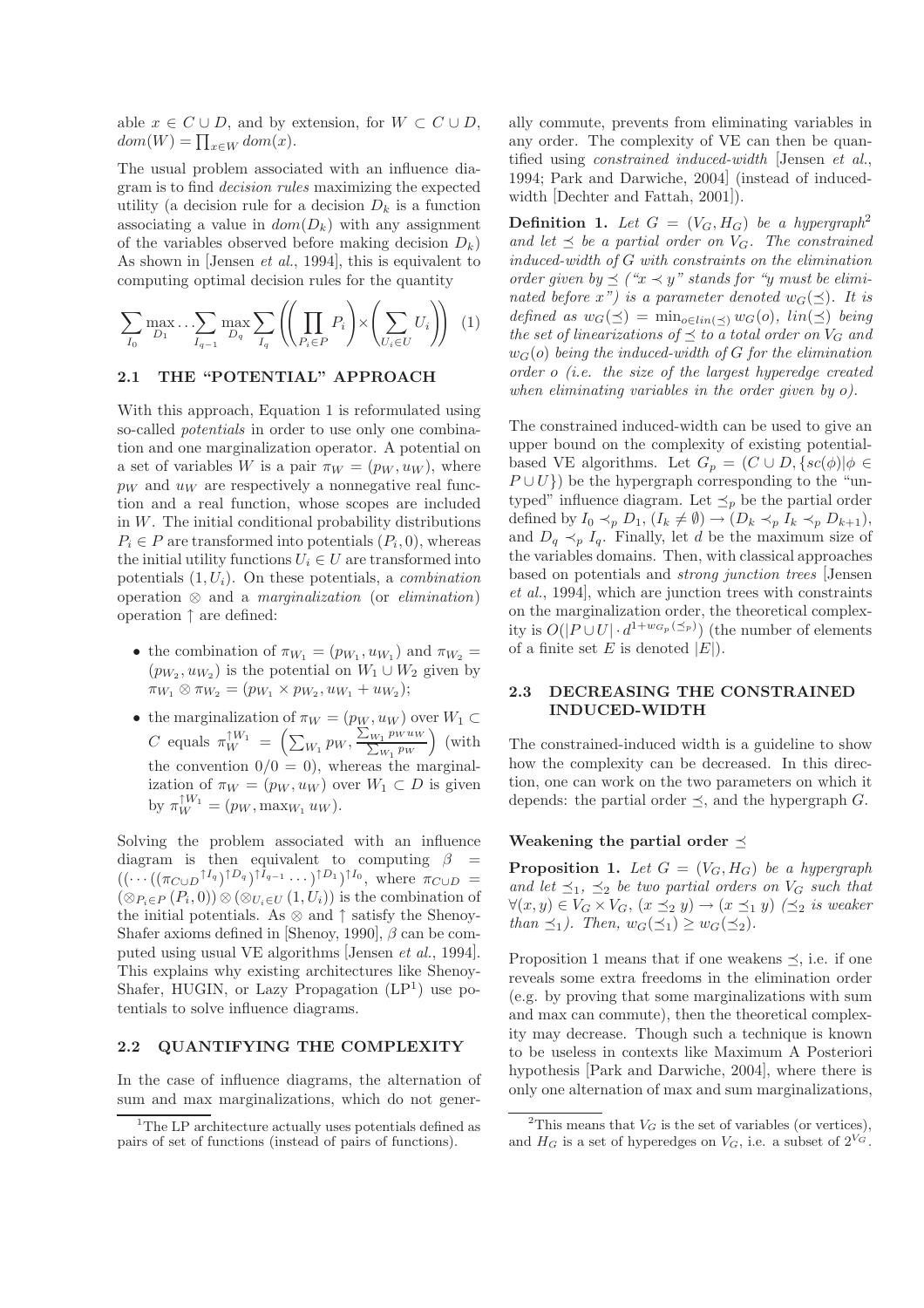able $x \in C \cup D$, and by extension, for $W \subset C \cup D$, $dom(W) = \prod_{x \in W} dom(x)$.

The usual problem associated with an influence diagram is to find *decision rules* maximizing the expected utility (a decision rule for a decision $D_k$ is a function associating a value in $dom(D_k)$ with any assignment of the variables observed before making decision $D_k$) As shown in [Jensen *et al.*, 1994], this is equivalent to computing optimal decision rules for the quantity

$$\sum_{I_0} \max_{D_1} \ldots \sum_{I_{q-1}} \max_{D_q} \sum_{I_q} \left( \left( \prod_{P_i \in P} P_i \right) \times \left( \sum_{U_i \in U} U_i \right) \right) \quad (1)$$

### 2.1 THE "POTENTIAL" APPROACH

With this approach, Equation 1 is reformulated using so-called *potentials* in order to use only one combination and one marginalization operator. A potential on a set of variables $W$ is a pair $\pi_W = (p_W, u_W)$, where $p_W$ and $u_W$ are respectively a nonnegative real function and a real function, whose scopes are included in $W$. The initial conditional probability distributions $P_i \in P$ are transformed into potentials $(P_i, 0)$, whereas the initial utility functions $U_i \in U$ are transformed into potentials $(1, U_i)$. On these potentials, a *combination* operation $\otimes$ and a *marginalization* (or *elimination*) operation $\uparrow$ are defined:

- the combination of $\pi_{W_1} = (p_{W_1}, u_{W_1})$ and $\pi_{W_2} = (p_{W_2}, u_{W_2})$ is the potential on $W_1 \cup W_2$ given by $\pi_{W_1} \otimes \pi_{W_2} = (p_{W_1} \times p_{W_2}, u_{W_1} + u_{W_2})$;
- the marginalization of $\pi_W = (p_W, u_W)$ over $W_1 \subset C$ equals $\pi_W^{\uparrow W_1} = \left( \sum_{W_1} p_W, \frac{\sum_{W_1} p_W u_W}{\sum_{W_1} p_W} \right)$ (with the convention $0/0 = 0$), whereas the marginalization of $\pi_W = (p_W, u_W)$ over $W_1 \subset D$ is given by $\pi_W^{\uparrow W_1} = (p_W, \max_{W_1} u_W)$.

Solving the problem associated with an influence diagram is then equivalent to computing $\beta = ((\cdots((\pi_{C \cup D}{}^{\uparrow I_q})^{\uparrow D_q})^{\uparrow I_{q-1}} \ldots)^{\uparrow D_1})^{\uparrow I_0}$, where $\pi_{C \cup D} = (\otimes_{P_i \in P} (P_i, 0)) \otimes (\otimes_{U_i \in U} (1, U_i))$ is the combination of the initial potentials. As $\otimes$ and $\uparrow$ satisfy the Shenoy-Shafer axioms defined in [Shenoy, 1990], $\beta$ can be computed using usual VE algorithms [Jensen *et al.*, 1994]. This explains why existing architectures like Shenoy-Shafer, HUGIN, or Lazy Propagation (LP[1]) use potentials to solve influence diagrams.

### 2.2 QUANTIFYING THE COMPLEXITY

In the case of influence diagrams, the alternation of sum and max marginalizations, which do not generally commute, prevents from eliminating variables in any order. The complexity of VE can then be quantified using *constrained induced-width* [Jensen *et al.*, 1994; Park and Darwiche, 2004] (instead of induced-width [Dechter and Fattah, 2001]).

**Definition 1.** *Let $G = (V_G, H_G)$ be a hypergraph[2] and let $\preceq$ be a partial order on $V_G$. The constrained induced-width of $G$ with constraints on the elimination order given by $\preceq$ ("$x \prec y$" stands for "$y$ must be eliminated before $x$") is a parameter denoted $w_G(\preceq)$. It is defined as $w_G(\preceq) = \min_{o \in lin(\preceq)} w_G(o)$, $lin(\preceq)$ being the set of linearizations of $\preceq$ to a total order on $V_G$ and $w_G(o)$ being the induced-width of $G$ for the elimination order $o$ (i.e. the size of the largest hyperedge created when eliminating variables in the order given by $o$).*

The constrained induced-width can be used to give an upper bound on the complexity of existing potential-based VE algorithms. Let $G_p = (C \cup D, \{sc(\phi) | \phi \in P \cup U\})$ be the hypergraph corresponding to the "untyped" influence diagram. Let $\preceq_p$ be the partial order defined by $I_0 \prec_p D_1$, $(I_k \neq \emptyset) \rightarrow (D_k \prec_p I_k \prec_p D_{k+1})$, and $D_q \prec_p I_q$. Finally, let $d$ be the maximum size of the variables domains. Then, with classical approaches based on potentials and *strong junction trees* [Jensen *et al.*, 1994], which are junction trees with constraints on the marginalization order, the theoretical complexity is $O(|P \cup U| \cdot d^{1+w_{G_p}(\preceq_p)})$ (the number of elements of a finite set $E$ is denoted $|E|$).

### 2.3 DECREASING THE CONSTRAINED INDUCED-WIDTH

The constrained-induced width is a guideline to show how the complexity can be decreased. In this direction, one can work on the two parameters on which it depends: the partial order $\preceq$, and the hypergraph $G$.

**Weakening the partial order $\preceq$**

**Proposition 1.** *Let $G = (V_G, H_G)$ be a hypergraph and let $\preceq_1$, $\preceq_2$ be two partial orders on $V_G$ such that $\forall (x, y) \in V_G \times V_G$, $(x \preceq_2 y) \rightarrow (x \preceq_1 y)$ ($\preceq_2$ is weaker than $\preceq_1$). Then, $w_G(\preceq_1) \geq w_G(\preceq_2)$.*

Proposition 1 means that if one weakens $\preceq$, i.e. if one reveals some extra freedoms in the elimination order (e.g. by proving that some marginalizations with sum and max can commute), then the theoretical complexity may decrease. Though such a technique is known to be useless in contexts like Maximum A Posteriori hypothesis [Park and Darwiche, 2004], where there is only one alternation of max and sum marginalizations,

[1] The LP architecture actually uses potentials defined as pairs of set of functions (instead of pairs of functions).

[2] This means that $V_G$ is the set of variables (or vertices), and $H_G$ is a set of hyperedges on $V_G$, i.e. a subset of $2^{V_G}$.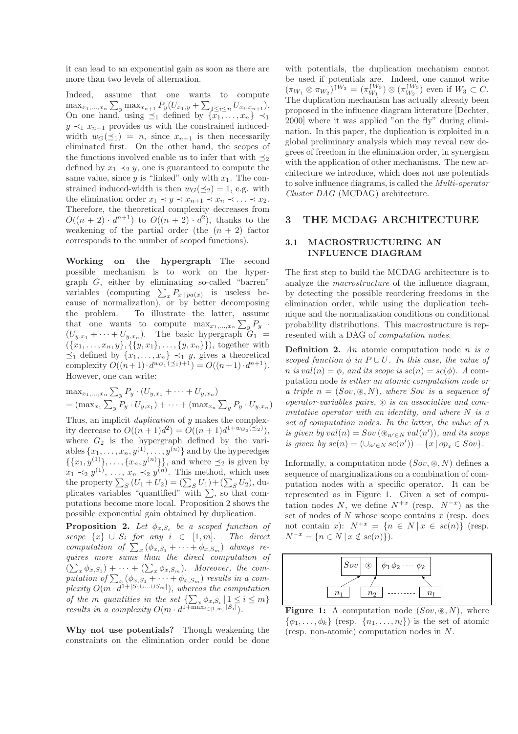it can lead to an exponential gain as soon as there are more than two levels of alternation.

Indeed, assume that one wants to compute $\max_{x_1,\ldots,x_n} \sum_y \max_{x_{n+1}} P_y(U_{x_1,y} + \sum_{1 \le i \le n} U_{x_i,x_{n+1}})$. On one hand, using $\preceq_1$ defined by $\{x_1,\ldots,x_n\} \prec_1 y \prec_1 x_{n+1}$ provides us with the constrained induced-width $w_G(\preceq_1) = n$, since $x_{n+1}$ is then necessarily eliminated first. On the other hand, the scopes of the functions involved enable us to infer that with $\preceq_2$ defined by $x_1 \prec_2 y$, one is guaranteed to compute the same value, since $y$ is "linked" only with $x_1$. The constrained induced-width is then $w_G(\preceq_2) = 1$, e.g. with the elimination order $x_1 \prec y \prec x_{n+1} \prec x_n \prec \ldots \prec x_2$. Therefore, the theoretical complexity decreases from $O((n+2)\cdot d^{n+1})$ to $O((n+2)\cdot d^2)$, thanks to the weakening of the partial order (the $(n+2)$ factor corresponds to the number of scoped functions).

**Working on the hypergraph** The second possible mechanism is to work on the hypergraph $G$, either by eliminating so-called "barren" variables (computing $\sum_x P_{x \,|\, pa(x)}$ is useless because of normalization), or by better decomposing the problem. To illustrate the latter, assume that one wants to compute $\max_{x_1,\ldots,x_n} \sum_y P_y \cdot (U_{y,x_1} + \cdots + U_{y,x_n})$. The basic hypergraph $G_1 = (\{x_1,\ldots,x_n,y\}, \{\{y,x_1\},\ldots,\{y,x_n\}\})$, together with $\preceq_1$ defined by $\{x_1,\ldots,x_n\} \prec_1 y$, gives a theoretical complexity $O((n+1)\cdot d^{w_{G_1}(\preceq_1)+1}) = O((n+1)\cdot d^{n+1})$. However, one can write:

$$
\begin{aligned}
&\max_{x_1,\ldots,x_n} \sum_y P_y \cdot (U_{y,x_1} + \cdots + U_{y,x_n}) \\
&= (\max_{x_1} \sum_y P_y \cdot U_{y,x_1}) + \cdots + (\max_{x_n} \sum_y P_y \cdot U_{y,x_n})
\end{aligned}
$$

Thus, an implicit *duplication* of $y$ makes the complexity decrease to $O((n+1)d^2) = O((n+1)d^{1+w_{G_2}(\preceq_2)})$, where $G_2$ is the hypergraph defined by the variables $\{x_1,\ldots,x_n,y^{(1)},\ldots,y^{(n)}\}$ and by the hyperedges $\{\{x_1,y^{(1)}\},\ldots,\{x_n,y^{(n)}\}\}$, and where $\preceq_2$ is given by $x_1 \prec_2 y^{(1)}, \ldots, x_n \prec_2 y^{(n)}$. This method, which uses the property $\sum_S (U_1 + U_2) = (\sum_S U_1) + (\sum_S U_2)$, duplicates variables "quantified" with $\sum$, so that computations become more local. Proposition 2 shows the possible exponential gain obtained by duplication.

**Proposition 2.** *Let $\phi_{x,S_i}$ be a scoped function of scope $\{x\} \cup S_i$ for any $i \in [1,m]$. The direct computation of $\sum_x (\phi_{x,S_1} + \cdots + \phi_{x,S_m})$ always requires more sums than the direct computation of $(\sum_x \phi_{x,S_1}) + \cdots + (\sum_x \phi_{x,S_m})$. Moreover, the computation of $\sum_x (\phi_{x,S_1} + \cdots + \phi_{x,S_m})$ results in a complexity $O(m \cdot d^{1+|S_1 \cup \ldots \cup S_m|})$, whereas the computation of the $m$ quantities in the set $\{\sum_x \phi_{x,S_i} \,|\, 1 \le i \le m\}$ results in a complexity $O(m \cdot d^{1+\max_{i\in[1,m]} |S_i|})$.*

**Why not use potentials?** Though weakening the constraints on the elimination order could be done with potentials, the duplication mechanism cannot be used if potentials are. Indeed, one cannot write $(\pi_{W_1} \otimes \pi_{W_2})^{\uparrow W_3} = (\pi_{W_1}^{\uparrow W_3}) \otimes (\pi_{W_2}^{\uparrow W_3})$ even if $W_3 \subset C$. The duplication mechanism has actually already been proposed in the influence diagram litterature [Dechter, 2000] where it was applied "on the fly" during elimination. In this paper, the duplication is exploited in a global preliminary analysis which may reveal new degrees of freedom in the elimination order, in synergism with the application of other mechanisms. The new architecture we introduce, which does not use potentials to solve influence diagrams, is called the *Multi-operator Cluster DAG* (MCDAG) architecture.

# 3 THE MCDAG ARCHITECTURE

## 3.1 MACROSTRUCTURING AN INFLUENCE DIAGRAM

The first step to build the MCDAG architecture is to analyze the *macrostructure* of the influence diagram, by detecting the possible reordering freedoms in the elimination order, while using the duplication technique and the normalization conditions on conditional probability distributions. This macrostructure is represented with a DAG of *computation nodes*.

**Definition 2.** *An* atomic computation node *$n$ is a scoped function $\phi$ in $P \cup U$. In this case, the value of $n$ is $val(n) = \phi$, and its scope is $sc(n) = sc(\phi)$. A* computation node *is either an atomic computation node or a triple $n = (Sov, \circledast, N)$, where $Sov$ is a sequence of operator-variables pairs, $\circledast$ is an associative and commutative operator with an identity, and where $N$ is a set of computation nodes. In the latter, the value of $n$ is given by $val(n) = Sov\,(\circledast_{n' \in N}\, val(n'))$, and its scope is given by $sc(n) = (\cup_{n' \in N} sc(n')) - \{x \,|\, op_x \in Sov\}$.*

Informally, a computation node $(Sov, \circledast, N)$ defines a sequence of marginalizations on a combination of computation nodes with a specific operator. It can be represented as in Figure 1. Given a set of computation nodes $N$, we define $N^{+x}$ (resp. $N^{-x}$) as the set of nodes of $N$ whose scope contains $x$ (resp. does not contain $x$): $N^{+x} = \{n \in N \,|\, x \in sc(n)\}$ (resp. $N^{-x} = \{n \in N \,|\, x \notin sc(n)\}$).

**Figure 1:** A computation node $(Sov, \circledast, N)$, where $\{\phi_1,\ldots,\phi_k\}$ (resp. $\{n_1,\ldots,n_l\}$) is the set of atomic (resp. non-atomic) computation nodes in $N$.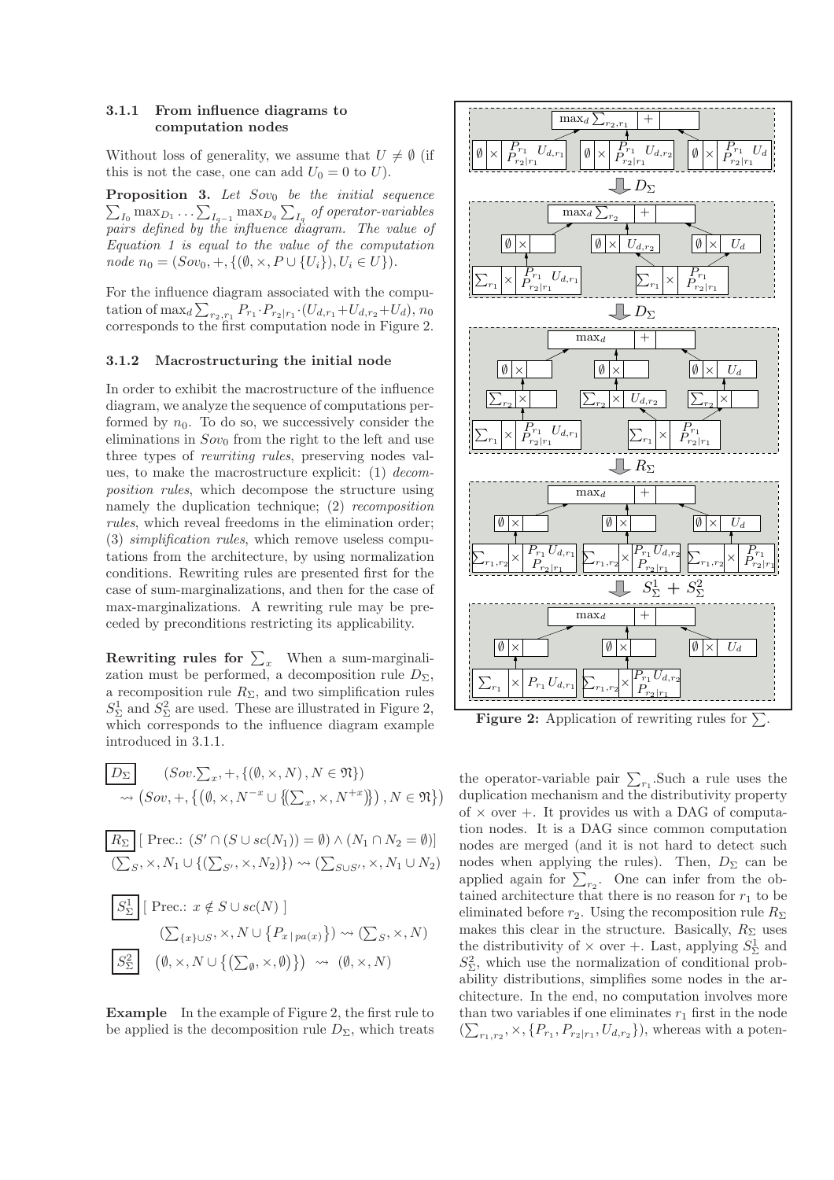### 3.1.1 From influence diagrams to computation nodes

Without loss of generality, we assume that $U \neq \emptyset$ (if this is not the case, one can add $U_0 = 0$ to $U$).

**Proposition 3.** *Let $Sov_0$ be the initial sequence $\sum_{I_0} \max_{D_1} \ldots \sum_{I_{q-1}} \max_{D_q} \sum_{I_q}$ of operator-variables pairs defined by the influence diagram. The value of Equation 1 is equal to the value of the computation node $n_0 = (Sov_0, +, \{(\emptyset, \times, P \cup \{U_i\}), U_i \in U\})$.*

For the influence diagram associated with the computation of $\max_d \sum_{r_2,r_1} P_{r_1} \cdot P_{r_2|r_1} \cdot (U_{d,r_1} + U_{d,r_2} + U_d)$, $n_0$ corresponds to the first computation node in Figure 2.

### 3.1.2 Macrostructuring the initial node

In order to exhibit the macrostructure of the influence diagram, we analyze the sequence of computations performed by $n_0$. To do so, we successively consider the eliminations in $Sov_0$ from the right to the left and use three types of *rewriting rules*, preserving nodes values, to make the macrostructure explicit: (1) *decomposition rules*, which decompose the structure using namely the duplication technique; (2) *recomposition rules*, which reveal freedoms in the elimination order; (3) *simplification rules*, which remove useless computations from the architecture, by using normalization conditions. Rewriting rules are presented first for the case of sum-marginalizations, and then for the case of max-marginalizations. A rewriting rule may be preceded by preconditions restricting its applicability.

**Rewriting rules for $\sum_x$** When a sum-marginalization must be performed, a decomposition rule $D_\Sigma$, a recomposition rule $R_\Sigma$, and two simplification rules $S^1_\Sigma$ and $S^2_\Sigma$ are used. These are illustrated in Figure 2, which corresponds to the influence diagram example introduced in 3.1.1.

$\boxed{D_\Sigma}$ $(Sov.\sum_x, +, \{(\emptyset, \times, N), N \in \mathfrak{N}\})$
$$\rightsquigarrow \left(Sov, +, \left\{\left(\emptyset, \times, N^{-x} \cup \{\!\{(\textstyle\sum_x, \times, N^{+x})\}\!\}\right), N \in \mathfrak{N}\right\}\right)$$

$\boxed{R_\Sigma}$ [ Prec.: $(S' \cap (S \cup sc(N_1)) = \emptyset) \wedge (N_1 \cap N_2 = \emptyset)$]
$$(\textstyle\sum_S, \times, N_1 \cup \{(\sum_{S'}, \times, N_2)\}) \rightsquigarrow (\sum_{S \cup S'}, \times, N_1 \cup N_2)$$

$\boxed{S^1_\Sigma}$ [ Prec.: $x \notin S \cup sc(N)$ ]
$$(\textstyle\sum_{\{x\} \cup S}, \times, N \cup \{P_{x\,|\,pa(x)}\}) \rightsquigarrow (\sum_S, \times, N)$$

$\boxed{S^2_\Sigma}$ $\left(\emptyset, \times, N \cup \left\{(\sum_\emptyset, \times, \emptyset)\right\}\right) \rightsquigarrow (\emptyset, \times, N)$

**Example** In the example of Figure 2, the first rule to be applied is the decomposition rule $D_\Sigma$, which treats the operator-variable pair $\sum_{r_1}$.Such a rule uses the duplication mechanism and the distributivity property of $\times$ over $+$. It provides us with a DAG of computation nodes. It is a DAG since common computation nodes are merged (and it is not hard to detect such nodes when applying the rules). Then, $D_\Sigma$ can be applied again for $\sum_{r_2}$. One can infer from the obtained architecture that there is no reason for $r_1$ to be eliminated before $r_2$. Using the recomposition rule $R_\Sigma$ makes this clear in the structure. Basically, $R_\Sigma$ uses the distributivity of $\times$ over $+$. Last, applying $S^1_\Sigma$ and $S^2_\Sigma$, which use the normalization of conditional probability distributions, simplifies some nodes in the architecture. In the end, no computation involves more than two variables if one eliminates $r_1$ first in the node $(\sum_{r_1,r_2}, \times, \{P_{r_1}, P_{r_2|r_1}, U_{d,r_2}\})$, whereas with a poten-

**Figure 2:** Application of rewriting rules for $\sum$.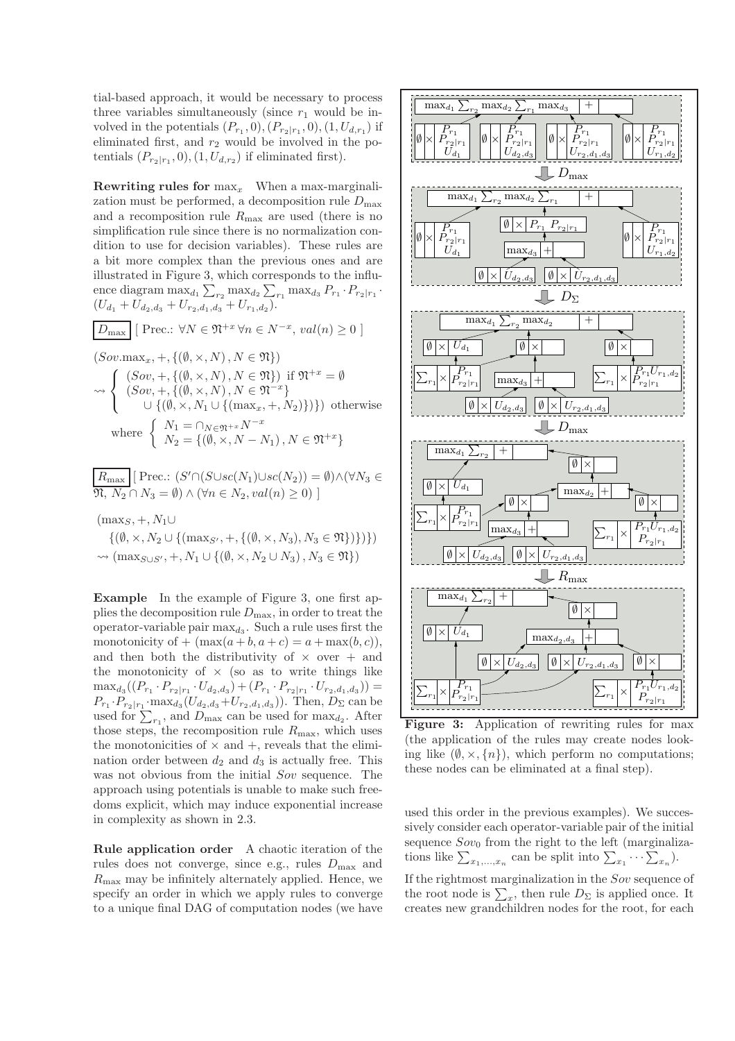tial-based approach, it would be necessary to process three variables simultaneously (since $r_1$ would be involved in the potentials $(P_{r_1}, 0), (P_{r_2|r_1}, 0), (1, U_{d,r_1})$ if eliminated first, and $r_2$ would be involved in the potentials $(P_{r_2|r_1}, 0), (1, U_{d,r_2})$ if eliminated first).

**Rewriting rules for** $\max_x$ When a max-marginalization must be performed, a decomposition rule $D_{\max}$ and a recomposition rule $R_{\max}$ are used (there is no simplification rule since there is no normalization condition to use for decision variables). These rules are a bit more complex than the previous ones and are illustrated in Figure 3, which corresponds to the influence diagram $\max_{d_1} \sum_{r_2} \max_{d_2} \sum_{r_1} \max_{d_3} P_{r_1} \cdot P_{r_2|r_1} \cdot (U_{d_1} + U_{d_2,d_3} + U_{r_2,d_1,d_3} + U_{r_1,d_2})$.

$\boxed{D_{\max}}$ [ Prec.: $\forall N \in \mathfrak{N}^{+x}\, \forall n \in N^{-x},\, val(n) \geq 0$ ]

$$
\begin{aligned}
&(Sov.\max_x, +, \{(\emptyset, \times, N), N \in \mathfrak{N}\}) \\
&\rightsquigarrow \begin{cases} (Sov, +, \{(\emptyset, \times, N), N \in \mathfrak{N}\}) \text{ if } \mathfrak{N}^{+x} = \emptyset \\ (Sov, +, \{(\emptyset, \times, N), N \in \mathfrak{N}^{-x}\} \\ \quad \cup \{(\emptyset, \times, N_1 \cup \{(\max_x, +, N_2)\})\}) \text{ otherwise} \end{cases} \\
&\quad \text{where } \begin{cases} N_1 = \cap_{N \in \mathfrak{N}^{+x}} N^{-x} \\ N_2 = \{(\emptyset, \times, N - N_1), N \in \mathfrak{N}^{+x}\} \end{cases}
\end{aligned}
$$

$\boxed{R_{\max}}$ [ Prec.: $(S' \cap (S \cup sc(N_1) \cup sc(N_2)) = \emptyset) \wedge (\forall N_3 \in \mathfrak{N}, N_2 \cap N_3 = \emptyset) \wedge (\forall n \in N_2, val(n) \geq 0)$ ]

$$
\begin{aligned}
&(\max_S, +, N_1 \cup \\
&\quad \{(\emptyset, \times, N_2 \cup \{(\max_{S'}, +, \{(\emptyset, \times, N_3), N_3 \in \mathfrak{N}\})\})\}) \\
&\rightsquigarrow (\max_{S \cup S'}, +, N_1 \cup \{(\emptyset, \times, N_2 \cup N_3), N_3 \in \mathfrak{N}\})
\end{aligned}
$$

**Example** In the example of Figure 3, one first applies the decomposition rule $D_{\max}$, in order to treat the operator-variable pair $\max_{d_3}$. Such a rule uses first the monotonicity of $+$ $(\max(a+b, a+c) = a + \max(b, c))$, and then both the distributivity of $\times$ over $+$ and the monotonicity of $\times$ (so as to write things like $\max_{d_3}((P_{r_1} \cdot P_{r_2|r_1} \cdot U_{d_2,d_3}) + (P_{r_1} \cdot P_{r_2|r_1} \cdot U_{r_2,d_1,d_3})) = P_{r_1} \cdot P_{r_2|r_1} \cdot \max_{d_3}(U_{d_2,d_3} + U_{r_2,d_1,d_3})$). Then, $D_\Sigma$ can be used for $\sum_{r_1}$, and $D_{\max}$ can be used for $\max_{d_2}$. After those steps, the recomposition rule $R_{\max}$, which uses the monotonicities of $\times$ and $+$, reveals that the elimination order between $d_2$ and $d_3$ is actually free. This was not obvious from the initial *Sov* sequence. The approach using potentials is unable to make such freedoms explicit, which may induce exponential increase in complexity as shown in 2.3.

**Rule application order** A chaotic iteration of the rules does not converge, since e.g., rules $D_{\max}$ and $R_{\max}$ may be infinitely alternately applied. Hence, we specify an order in which we apply rules to converge to a unique final DAG of computation nodes (we have used this order in the previous examples). We successively consider each operator-variable pair of the initial sequence $Sov_0$ from the right to the left (marginalizations like $\sum_{x_1,\ldots,x_n}$ can be split into $\sum_{x_1} \cdots \sum_{x_n}$).

**Figure 3:** Application of rewriting rules for max (the application of the rules may create nodes looking like $(\emptyset, \times, \{n\})$, which perform no computations; these nodes can be eliminated at a final step).

If the rightmost marginalization in the *Sov* sequence of the root node is $\sum_x$, then rule $D_\Sigma$ is applied once. It creates new grandchildren nodes for the root, for each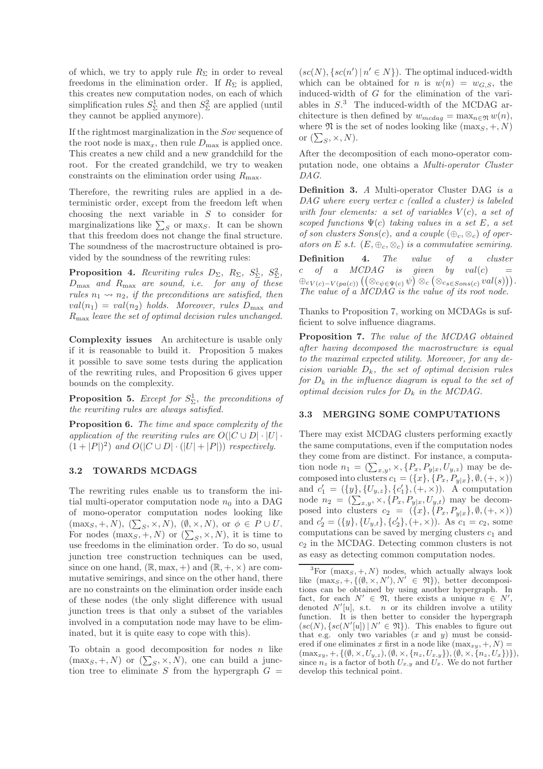of which, we try to apply rule $R_\Sigma$ in order to reveal freedoms in the elimination order. If $R_\Sigma$ is applied, this creates new computation nodes, on each of which simplification rules $S^1_\Sigma$ and then $S^2_\Sigma$ are applied (until they cannot be applied anymore).

If the rightmost marginalization in the *Sov* sequence of the root node is $\max_x$, then rule $D_{\max}$ is applied once. This creates a new child and a new grandchild for the root. For the created grandchild, we try to weaken constraints on the elimination order using $R_{\max}$.

Therefore, the rewriting rules are applied in a deterministic order, except from the freedom left when choosing the next variable in $S$ to consider for marginalizations like $\sum_S$ or $\max_S$. It can be shown that this freedom does not change the final structure. The soundness of the macrostructure obtained is provided by the soundness of the rewriting rules:

**Proposition 4.** *Rewriting rules $D_\Sigma$, $R_\Sigma$, $S^1_\Sigma$, $S^2_\Sigma$, $D_{\max}$ and $R_{\max}$ are sound, i.e. for any of these rules $n_1 \rightsquigarrow n_2$, if the preconditions are satisfied, then $val(n_1) = val(n_2)$ holds. Moreover, rules $D_{\max}$ and $R_{\max}$ leave the set of optimal decision rules unchanged.*

**Complexity issues** An architecture is usable only if it is reasonable to build it. Proposition 5 makes it possible to save some tests during the application of the rewriting rules, and Proposition 6 gives upper bounds on the complexity.

**Proposition 5.** *Except for $S^1_\Sigma$, the preconditions of the rewriting rules are always satisfied.*

**Proposition 6.** *The time and space complexity of the application of the rewriting rules are $O(|C \cup D| \cdot |U| \cdot (1 + |P|)^2)$ and $O(|C \cup D| \cdot (|U| + |P|))$ respectively.*

### 3.2 TOWARDS MCDAGS

The rewriting rules enable us to transform the initial multi-operator computation node $n_0$ into a DAG of mono-operator computation nodes looking like $(\max_S, +, N)$, $(\sum_S, \times, N)$, $(\emptyset, \times, N)$, or $\phi \in P \cup U$. For nodes $(\max_S, +, N)$ or $(\sum_S, \times, N)$, it is time to use freedoms in the elimination order. To do so, usual junction tree construction techniques can be used, since on one hand, $(\mathbb{R}, \max, +)$ and $(\mathbb{R}, +, \times)$ are commutative semirings, and since on the other hand, there are no constraints on the elimination order inside each of these nodes (the only slight difference with usual junction trees is that only a subset of the variables involved in a computation node may have to be eliminated, but it is quite easy to cope with this).

To obtain a good decomposition for nodes $n$ like $(\max_S, +, N)$ or $(\sum_S, \times, N)$, one can build a junction tree to eliminate $S$ from the hypergraph $G = (sc(N), \{sc(n') \mid n' \in N\})$. The optimal induced-width which can be obtained for $n$ is $w(n) = w_{G,S}$, the induced-width of $G$ for the elimination of the variables in $S$.[3] The induced-width of the MCDAG architecture is then defined by $w_{mcdag} = \max_{n \in \mathfrak{N}} w(n)$, where $\mathfrak{N}$ is the set of nodes looking like $(\max_S, +, N)$ or $(\sum_S, \times, N)$.

After the decomposition of each mono-operator computation node, one obtains a *Multi-operator Cluster DAG*.

**Definition 3.** *A* Multi-operator Cluster DAG *is a DAG where every vertex $c$ (called a cluster) is labeled with four elements: a set of variables $V(c)$, a set of scoped functions $\Psi(c)$ taking values in a set $E$, a set of son clusters $Sons(c)$, and a couple $(\oplus_c, \otimes_c)$ of operators on $E$ s.t. $(E, \oplus_c, \otimes_c)$ is a commutative semiring.*

**Definition 4.** *The value of a cluster $c$ of a MCDAG is given by $val(c) = \oplus_{c V(c) - V(pa(c))} \left( \left( \otimes_{c \psi \in \Psi(c)} \psi \right) \otimes_c \left( \otimes_{c s \in Sons(c)} val(s) \right) \right)$. The value of a MCDAG is the value of its root node.*

Thanks to Proposition 7, working on MCDAGs is sufficient to solve influence diagrams.

**Proposition 7.** *The value of the MCDAG obtained after having decomposed the macrostructure is equal to the maximal expected utility. Moreover, for any decision variable $D_k$, the set of optimal decision rules for $D_k$ in the influence diagram is equal to the set of optimal decision rules for $D_k$ in the MCDAG.*

### 3.3 MERGING SOME COMPUTATIONS

There may exist MCDAG clusters performing exactly the same computations, even if the computation nodes they come from are distinct. For instance, a computation node $n_1 = (\sum_{x,y}, \times, \{P_x, P_{y|x}, U_{y,z}\})$ may be decomposed into clusters $c_1 = (\{x\}, \{P_x, P_{y|x}\}, \emptyset, (+, \times))$ and $c'_1 = (\{y\}, \{U_{y,z}\}, \{c'_1\}, (+, \times))$. A computation node $n_2 = (\sum_{x,y}, \times, \{P_x, P_{y|x}, U_{y,t}\})$ may be decomposed into clusters $c_2 = (\{x\}, \{P_x, P_{y|x}\}, \emptyset, (+, \times))$ and $c'_2 = (\{y\}, \{U_{y,t}\}, \{c'_2\}, (+, \times))$. As $c_1 = c_2$, some computations can be saved by merging clusters $c_1$ and $c_2$ in the MCDAG. Detecting common clusters is not as easy as detecting common computation nodes.

[3] For $(\max_S, +, N)$ nodes, which actually always look like $(\max_S, +, \{(\emptyset, \times, N'), N' \in \mathfrak{N}\})$, better decompositions can be obtained by using another hypergraph. In fact, for each $N' \in \mathfrak{N}$, there exists a unique $n \in N'$, denoted $N'[u]$, s.t. $n$ or its children involve a utility function. It is then better to consider the hypergraph $(sc(N), \{sc(N'[u]) \mid N' \in \mathfrak{N}\})$. This enables to figure out that e.g. only two variables ($x$ and $y$) must be considered if one eliminates $x$ first in a node like $(\max_{xy}, +, N) = (\max_{xy}, +, \{(\emptyset, \times, U_{y,z}), (\emptyset, \times, \{n_z, U_{x,y}\}), (\emptyset, \times, \{n_z, U_x\})\})$, since $n_z$ is a factor of both $U_{x,y}$ and $U_x$. We do not further develop this technical point.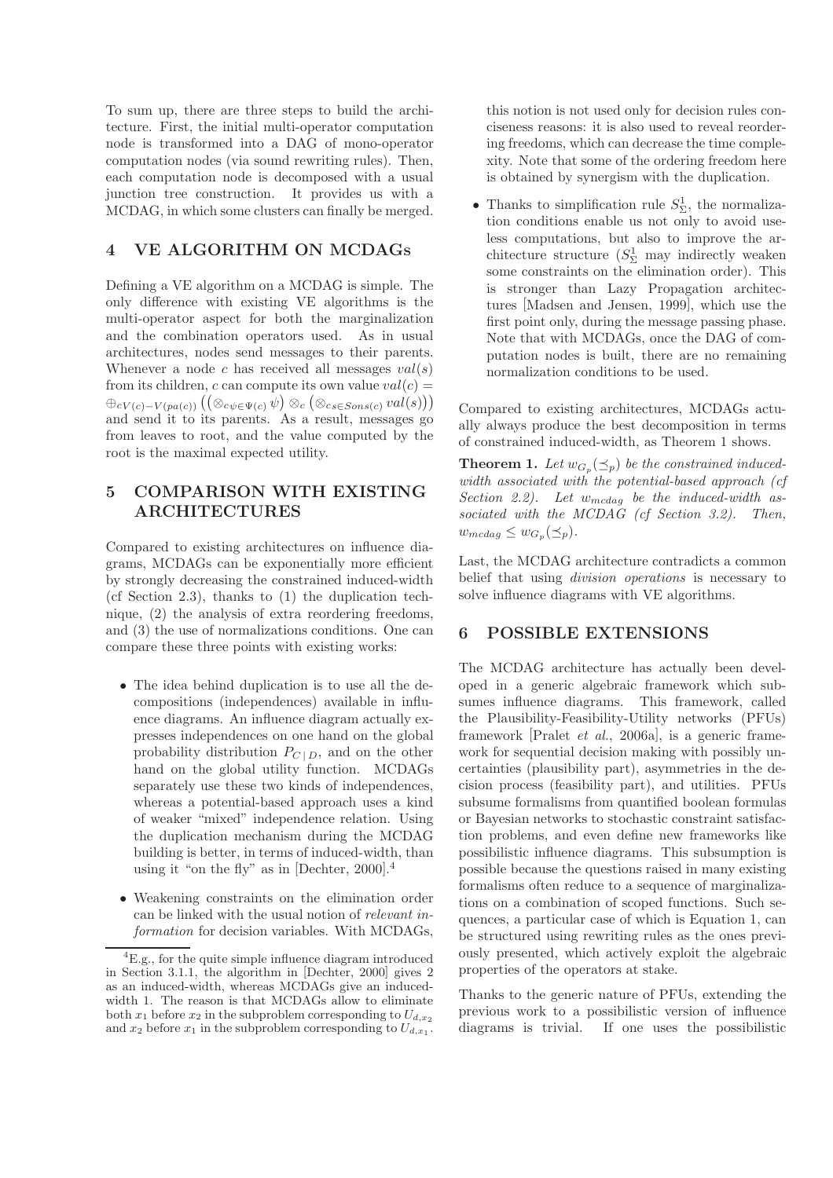To sum up, there are three steps to build the architecture. First, the initial multi-operator computation node is transformed into a DAG of mono-operator computation nodes (via sound rewriting rules). Then, each computation node is decomposed with a usual junction tree construction. It provides us with a MCDAG, in which some clusters can finally be merged.

## 4 VE ALGORITHM ON MCDAGs

Defining a VE algorithm on a MCDAG is simple. The only difference with existing VE algorithms is the multi-operator aspect for both the marginalization and the combination operators used. As in usual architectures, nodes send messages to their parents. Whenever a node $c$ has received all messages $val(s)$ from its children, $c$ can compute its own value $val(c) = \oplus_{cV(c)-V(pa(c))} \left( \left( \otimes_{c\psi \in \Psi(c)} \psi \right) \otimes_c \left( \otimes_{cs \in Sons(c)} val(s) \right) \right)$ and send it to its parents. As a result, messages go from leaves to root, and the value computed by the root is the maximal expected utility.

## 5 COMPARISON WITH EXISTING ARCHITECTURES

Compared to existing architectures on influence diagrams, MCDAGs can be exponentially more efficient by strongly decreasing the constrained induced-width (cf Section 2.3), thanks to (1) the duplication technique, (2) the analysis of extra reordering freedoms, and (3) the use of normalizations conditions. One can compare these three points with existing works:

- The idea behind duplication is to use all the decompositions (independences) available in influence diagrams. An influence diagram actually expresses independences on one hand on the global probability distribution $P_{C \mid D}$, and on the other hand on the global utility function. MCDAGs separately use these two kinds of independences, whereas a potential-based approach uses a kind of weaker "mixed" independence relation. Using the duplication mechanism during the MCDAG building is better, in terms of induced-width, than using it "on the fly" as in [Dechter, 2000].[4]
- Weakening constraints on the elimination order can be linked with the usual notion of *relevant information* for decision variables. With MCDAGs, this notion is not used only for decision rules conciseness reasons: it is also used to reveal reordering freedoms, which can decrease the time complexity. Note that some of the ordering freedom here is obtained by synergism with the duplication.
- Thanks to simplification rule $S_\Sigma^1$, the normalization conditions enable us not only to avoid useless computations, but also to improve the architecture structure ($S_\Sigma^1$ may indirectly weaken some constraints on the elimination order). This is stronger than Lazy Propagation architectures [Madsen and Jensen, 1999], which use the first point only, during the message passing phase. Note that with MCDAGs, once the DAG of computation nodes is built, there are no remaining normalization conditions to be used.

[4] E.g., for the quite simple influence diagram introduced in Section 3.1.1, the algorithm in [Dechter, 2000] gives 2 as an induced-width, whereas MCDAGs give an induced-width 1. The reason is that MCDAGs allow to eliminate both $x_1$ before $x_2$ in the subproblem corresponding to $U_{d,x_2}$ and $x_2$ before $x_1$ in the subproblem corresponding to $U_{d,x_1}$.

Compared to existing architectures, MCDAGs actually always produce the best decomposition in terms of constrained induced-width, as Theorem 1 shows.

**Theorem 1.** *Let $w_{G_p}(\preceq_p)$ be the constrained induced-width associated with the potential-based approach (cf Section 2.2). Let $w_{mcdag}$ be the induced-width associated with the MCDAG (cf Section 3.2). Then, $w_{mcdag} \leq w_{G_p}(\preceq_p)$.*

Last, the MCDAG architecture contradicts a common belief that using *division operations* is necessary to solve influence diagrams with VE algorithms.

## 6 POSSIBLE EXTENSIONS

The MCDAG architecture has actually been developed in a generic algebraic framework which subsumes influence diagrams. This framework, called the Plausibility-Feasibility-Utility networks (PFUs) framework [Pralet *et al.*, 2006a], is a generic framework for sequential decision making with possibly uncertainties (plausibility part), asymmetries in the decision process (feasibility part), and utilities. PFUs subsume formalisms from quantified boolean formulas or Bayesian networks to stochastic constraint satisfaction problems, and even define new frameworks like possibilistic influence diagrams. This subsumption is possible because the questions raised in many existing formalisms often reduce to a sequence of marginalizations on a combination of scoped functions. Such sequences, a particular case of which is Equation 1, can be structured using rewriting rules as the ones previously presented, which actively exploit the algebraic properties of the operators at stake.

Thanks to the generic nature of PFUs, extending the previous work to a possibilistic version of influence diagrams is trivial. If one uses the possibilistic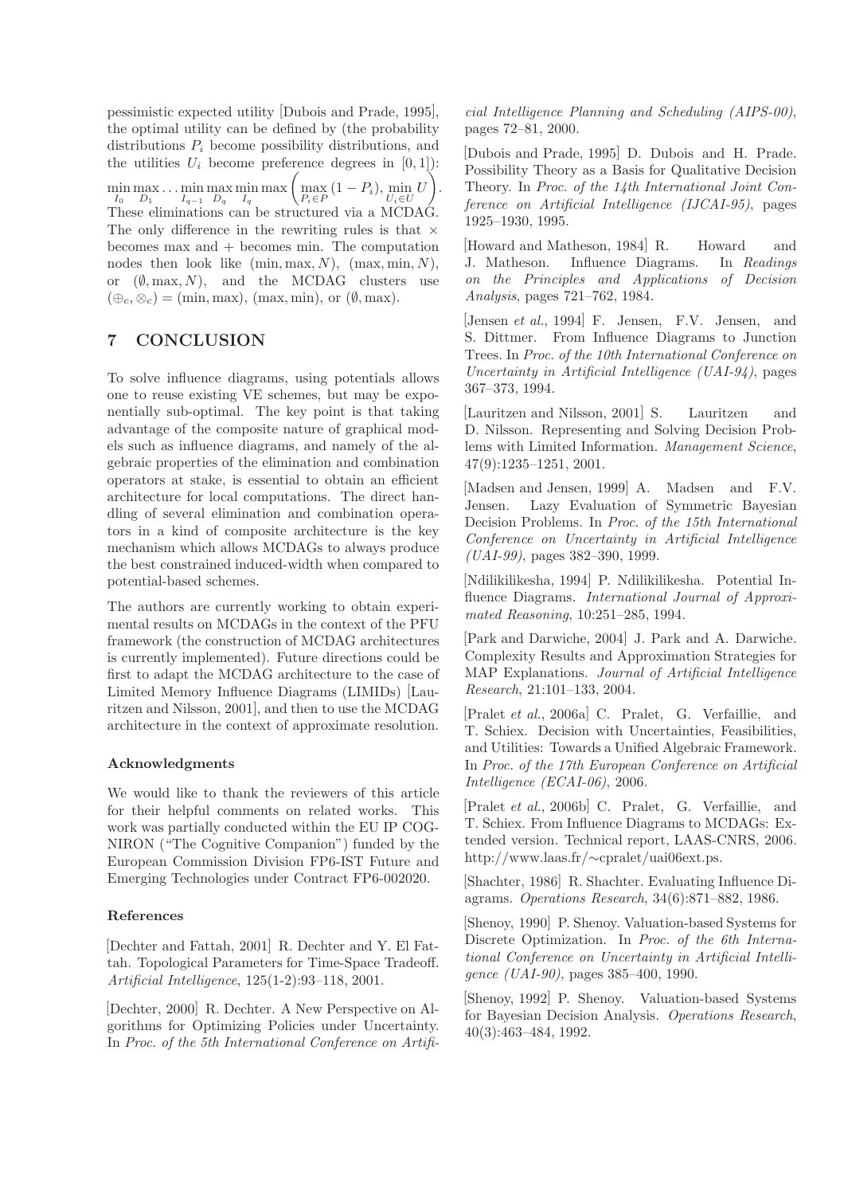pessimistic expected utility [Dubois and Prade, 1995], the optimal utility can be defined by (the probability distributions $P_i$ become possibility distributions, and the utilities $U_i$ become preference degrees in $[0,1]$): $\min_{I_0} \max_{D_1} \ldots \min_{I_{q-1}} \max_{D_q} \min_{I_q} \max\left(\max_{P_i \in P}(1-P_i), \min_{U_i \in U} U\right)$. These eliminations can be structured via a MCDAG. The only difference in the rewriting rules is that $\times$ becomes max and $+$ becomes min. The computation nodes then look like $(\min, \max, N)$, $(\max, \min, N)$, or $(\emptyset, \max, N)$, and the MCDAG clusters use $(\oplus_c, \otimes_c) = (\min, \max)$, $(\max, \min)$, or $(\emptyset, \max)$.

## 7 CONCLUSION

To solve influence diagrams, using potentials allows one to reuse existing VE schemes, but may be exponentially sub-optimal. The key point is that taking advantage of the composite nature of graphical models such as influence diagrams, and namely of the algebraic properties of the elimination and combination operators at stake, is essential to obtain an efficient architecture for local computations. The direct handling of several elimination and combination operators in a kind of composite architecture is the key mechanism which allows MCDAGs to always produce the best constrained induced-width when compared to potential-based schemes.

The authors are currently working to obtain experimental results on MCDAGs in the context of the PFU framework (the construction of MCDAG architectures is currently implemented). Future directions could be first to adapt the MCDAG architecture to the case of Limited Memory Influence Diagrams (LIMIDs) [Lauritzen and Nilsson, 2001], and then to use the MCDAG architecture in the context of approximate resolution.

### Acknowledgments

We would like to thank the reviewers of this article for their helpful comments on related works. This work was partially conducted within the EU IP COGNIRON ("The Cognitive Companion") funded by the European Commission Division FP6-IST Future and Emerging Technologies under Contract FP6-002020.

### References

[Dechter and Fattah, 2001] R. Dechter and Y. El Fattah. Topological Parameters for Time-Space Tradeoff. *Artificial Intelligence*, 125(1-2):93–118, 2001.

[Dechter, 2000] R. Dechter. A New Perspective on Algorithms for Optimizing Policies under Uncertainty. In *Proc. of the 5th International Conference on Artificial Intelligence Planning and Scheduling (AIPS-00)*, pages 72–81, 2000.

[Dubois and Prade, 1995] D. Dubois and H. Prade. Possibility Theory as a Basis for Qualitative Decision Theory. In *Proc. of the 14th International Joint Conference on Artificial Intelligence (IJCAI-95)*, pages 1925–1930, 1995.

[Howard and Matheson, 1984] R. Howard and J. Matheson. Influence Diagrams. In *Readings on the Principles and Applications of Decision Analysis*, pages 721–762, 1984.

[Jensen *et al.*, 1994] F. Jensen, F.V. Jensen, and S. Dittmer. From Influence Diagrams to Junction Trees. In *Proc. of the 10th International Conference on Uncertainty in Artificial Intelligence (UAI-94)*, pages 367–373, 1994.

[Lauritzen and Nilsson, 2001] S. Lauritzen and D. Nilsson. Representing and Solving Decision Problems with Limited Information. *Management Science*, 47(9):1235–1251, 2001.

[Madsen and Jensen, 1999] A. Madsen and F.V. Jensen. Lazy Evaluation of Symmetric Bayesian Decision Problems. In *Proc. of the 15th International Conference on Uncertainty in Artificial Intelligence (UAI-99)*, pages 382–390, 1999.

[Ndilikilikesha, 1994] P. Ndilikilikesha. Potential Influence Diagrams. *International Journal of Approximated Reasoning*, 10:251–285, 1994.

[Park and Darwiche, 2004] J. Park and A. Darwiche. Complexity Results and Approximation Strategies for MAP Explanations. *Journal of Artificial Intelligence Research*, 21:101–133, 2004.

[Pralet *et al.*, 2006a] C. Pralet, G. Verfaillie, and T. Schiex. Decision with Uncertainties, Feasibilities, and Utilities: Towards a Unified Algebraic Framework. In *Proc. of the 17th European Conference on Artificial Intelligence (ECAI-06)*, 2006.

[Pralet *et al.*, 2006b] C. Pralet, G. Verfaillie, and T. Schiex. From Influence Diagrams to MCDAGs: Extended version. Technical report, LAAS-CNRS, 2006. http://www.laas.fr/∼cpralet/uai06ext.ps.

[Shachter, 1986] R. Shachter. Evaluating Influence Diagrams. *Operations Research*, 34(6):871–882, 1986.

[Shenoy, 1990] P. Shenoy. Valuation-based Systems for Discrete Optimization. In *Proc. of the 6th International Conference on Uncertainty in Artificial Intelligence (UAI-90)*, pages 385–400, 1990.

[Shenoy, 1992] P. Shenoy. Valuation-based Systems for Bayesian Decision Analysis. *Operations Research*, 40(3):463–484, 1992.